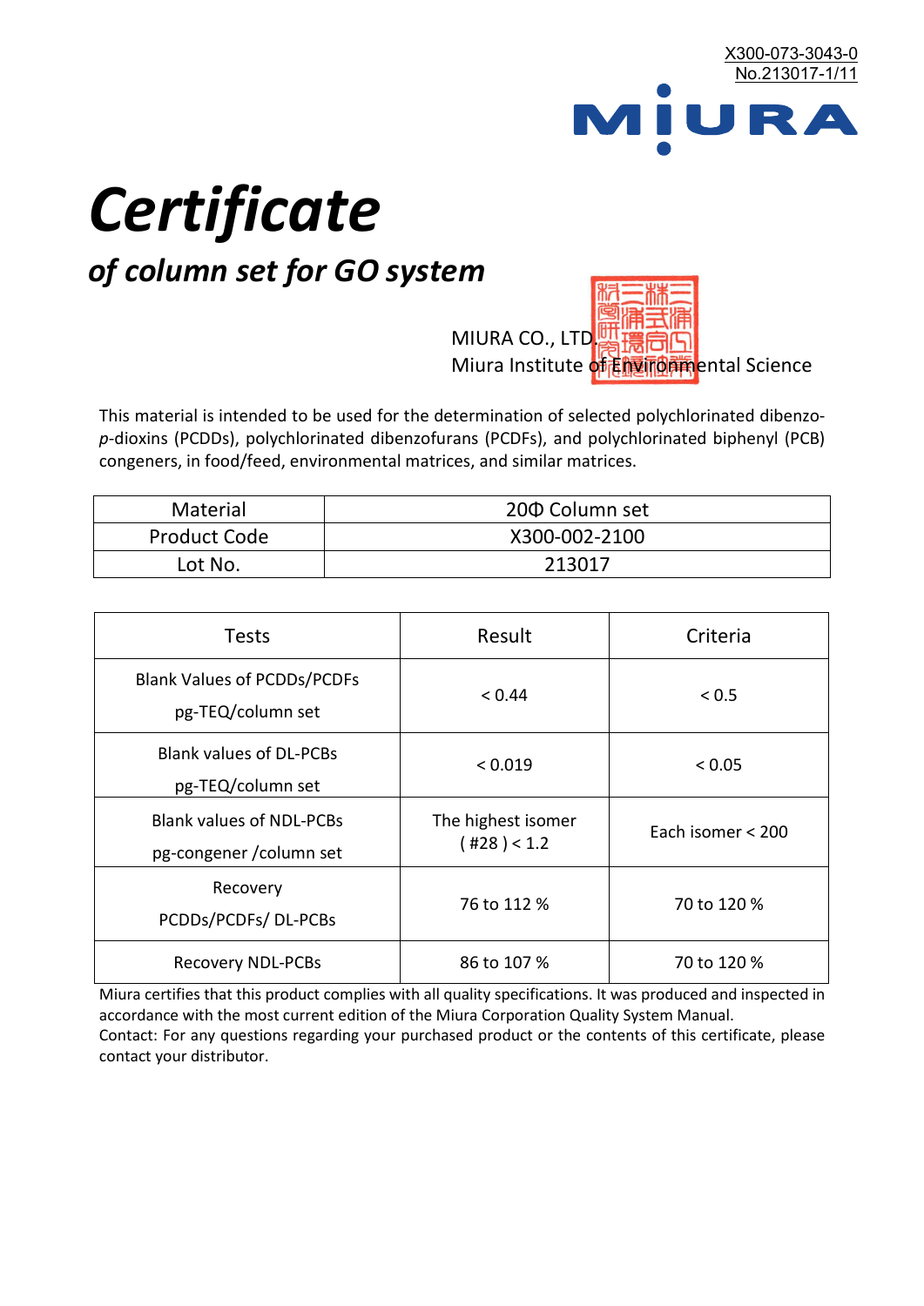X300-073-3043-0
No.213017-1/11

MIURA

# *Certificate*

## *of column set for GO system*

MIURA CO., LTD.
Miura Institute of Environmental Science

This material is intended to be used for the determination of selected polychlorinated dibenzo-*p*-dioxins (PCDDs), polychlorinated dibenzofurans (PCDFs), and polychlorinated biphenyl (PCB) congeners, in food/feed, environmental matrices, and similar matrices.

| Material | 20Φ Column set |
|---|---|
| Product Code | X300-002-2100 |
| Lot No. | 213017 |

| Tests | Result | Criteria |
|---|---|---|
| Blank Values of PCDDs/PCDFs pg-TEQ/column set | < 0.44 | < 0.5 |
| Blank values of DL-PCBs pg-TEQ/column set | < 0.019 | < 0.05 |
| Blank values of NDL-PCBs pg-congener /column set | The highest isomer ( #28 ) < 1.2 | Each isomer < 200 |
| Recovery PCDDs/PCDFs/ DL-PCBs | 76 to 112 % | 70 to 120 % |
| Recovery NDL-PCBs | 86 to 107 % | 70 to 120 % |

Miura certifies that this product complies with all quality specifications. It was produced and inspected in accordance with the most current edition of the Miura Corporation Quality System Manual.
Contact: For any questions regarding your purchased product or the contents of this certificate, please contact your distributor.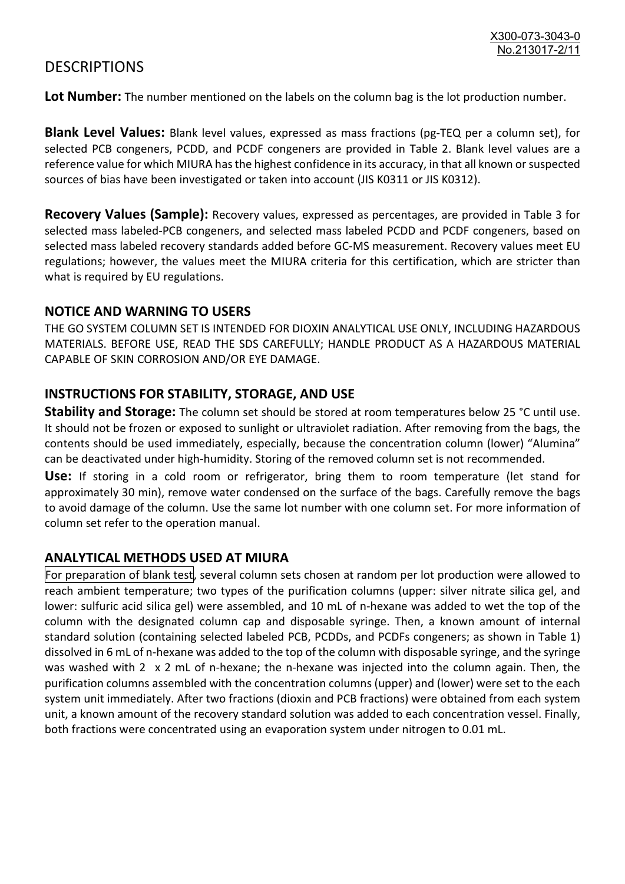# DESCRIPTIONS

**Lot Number:** The number mentioned on the labels on the column bag is the lot production number.

**Blank Level Values:** Blank level values, expressed as mass fractions (pg-TEQ per a column set), for selected PCB congeners, PCDD, and PCDF congeners are provided in Table 2. Blank level values are a reference value for which MIURA has the highest confidence in its accuracy, in that all known or suspected sources of bias have been investigated or taken into account (JIS K0311 or JIS K0312).

**Recovery Values (Sample):** Recovery values, expressed as percentages, are provided in Table 3 for selected mass labeled-PCB congeners, and selected mass labeled PCDD and PCDF congeners, based on selected mass labeled recovery standards added before GC-MS measurement. Recovery values meet EU regulations; however, the values meet the MIURA criteria for this certification, which are stricter than what is required by EU regulations.

## NOTICE AND WARNING TO USERS

THE GO SYSTEM COLUMN SET IS INTENDED FOR DIOXIN ANALYTICAL USE ONLY, INCLUDING HAZARDOUS MATERIALS. BEFORE USE, READ THE SDS CAREFULLY; HANDLE PRODUCT AS A HAZARDOUS MATERIAL CAPABLE OF SKIN CORROSION AND/OR EYE DAMAGE.

## INSTRUCTIONS FOR STABILITY, STORAGE, AND USE

**Stability and Storage:** The column set should be stored at room temperatures below 25 °C until use. It should not be frozen or exposed to sunlight or ultraviolet radiation. After removing from the bags, the contents should be used immediately, especially, because the concentration column (lower) "Alumina" can be deactivated under high-humidity. Storing of the removed column set is not recommended.

**Use:** If storing in a cold room or refrigerator, bring them to room temperature (let stand for approximately 30 min), remove water condensed on the surface of the bags. Carefully remove the bags to avoid damage of the column. Use the same lot number with one column set. For more information of column set refer to the operation manual.

## ANALYTICAL METHODS USED AT MIURA

For preparation of blank test, several column sets chosen at random per lot production were allowed to reach ambient temperature; two types of the purification columns (upper: silver nitrate silica gel, and lower: sulfuric acid silica gel) were assembled, and 10 mL of n-hexane was added to wet the top of the column with the designated column cap and disposable syringe. Then, a known amount of internal standard solution (containing selected labeled PCB, PCDDs, and PCDFs congeners; as shown in Table 1) dissolved in 6 mL of n-hexane was added to the top of the column with disposable syringe, and the syringe was washed with 2 x 2 mL of n-hexane; the n-hexane was injected into the column again. Then, the purification columns assembled with the concentration columns (upper) and (lower) were set to the each system unit immediately. After two fractions (dioxin and PCB fractions) were obtained from each system unit, a known amount of the recovery standard solution was added to each concentration vessel. Finally, both fractions were concentrated using an evaporation system under nitrogen to 0.01 mL.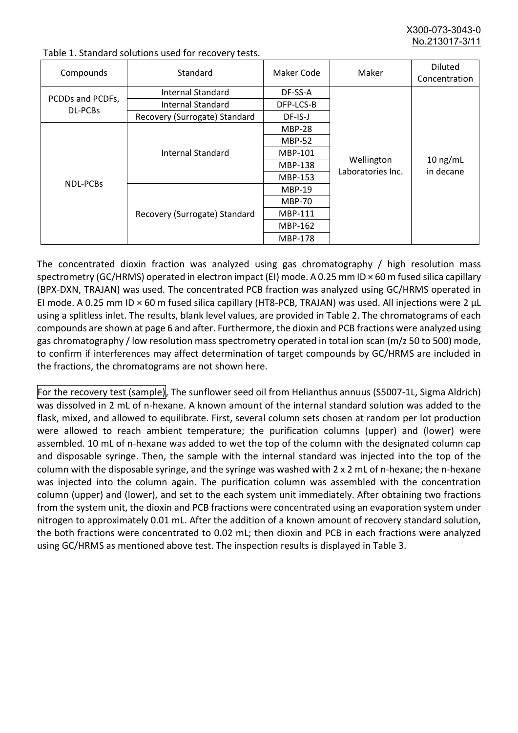Table 1. Standard solutions used for recovery tests.

| Compounds | Standard | Maker Code | Maker | Diluted Concentration |
|---|---|---|---|---|
| PCDDs and PCDFs, DL-PCBs | Internal Standard | DF-SS-A | Wellington Laboratories Inc. | 10 ng/mL in decane |
| | Internal Standard | DFP-LCS-B | | |
| | Recovery (Surrogate) Standard | DF-IS-J | | |
| NDL-PCBs | Internal Standard | MBP-28 | | |
| | | MBP-52 | | |
| | | MBP-101 | | |
| | | MBP-138 | | |
| | | MBP-153 | | |
| | Recovery (Surrogate) Standard | MBP-19 | | |
| | | MBP-70 | | |
| | | MBP-111 | | |
| | | MBP-162 | | |
| | | MBP-178 | | |

The concentrated dioxin fraction was analyzed using gas chromatography / high resolution mass spectrometry (GC/HRMS) operated in electron impact (EI) mode. A 0.25 mm ID × 60 m fused silica capillary (BPX-DXN, TRAJAN) was used. The concentrated PCB fraction was analyzed using GC/HRMS operated in EI mode. A 0.25 mm ID × 60 m fused silica capillary (HT8-PCB, TRAJAN) was used. All injections were 2 µL using a splitless inlet. The results, blank level values, are provided in Table 2. The chromatograms of each compounds are shown at page 6 and after. Furthermore, the dioxin and PCB fractions were analyzed using gas chromatography / low resolution mass spectrometry operated in total ion scan (m/z 50 to 500) mode, to confirm if interferences may affect determination of target compounds by GC/HRMS are included in the fractions, the chromatograms are not shown here.

For the recovery test (sample), The sunflower seed oil from Helianthus annuus (S5007-1L, Sigma Aldrich) was dissolved in 2 mL of n-hexane. A known amount of the internal standard solution was added to the flask, mixed, and allowed to equilibrate. First, several column sets chosen at random per lot production were allowed to reach ambient temperature; the purification columns (upper) and (lower) were assembled. 10 mL of n-hexane was added to wet the top of the column with the designated column cap and disposable syringe. Then, the sample with the internal standard was injected into the top of the column with the disposable syringe, and the syringe was washed with 2 x 2 mL of n-hexane; the n-hexane was injected into the column again. The purification column was assembled with the concentration column (upper) and (lower), and set to the each system unit immediately. After obtaining two fractions from the system unit, the dioxin and PCB fractions were concentrated using an evaporation system under nitrogen to approximately 0.01 mL. After the addition of a known amount of recovery standard solution, the both fractions were concentrated to 0.02 mL; then dioxin and PCB in each fractions were analyzed using GC/HRMS as mentioned above test. The inspection results is displayed in Table 3.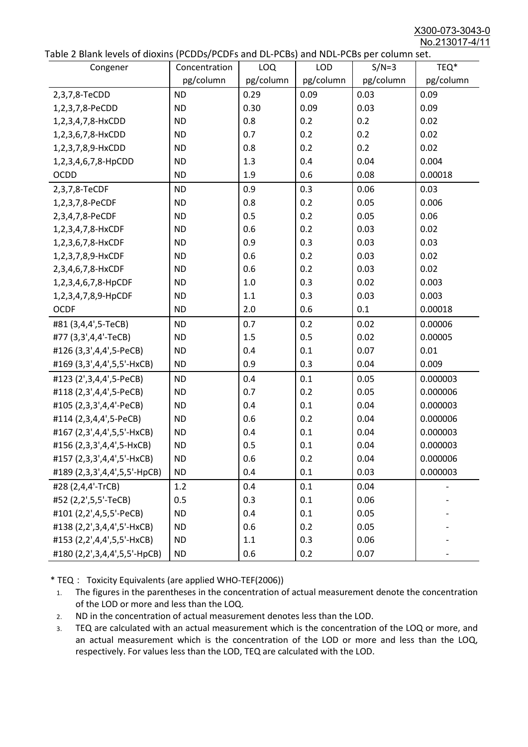Table 2 Blank levels of dioxins (PCDDs/PCDFs and DL-PCBs) and NDL-PCBs per column set.

| Congener | Concentration pg/column | LOQ pg/column | LOD pg/column | S/N=3 pg/column | TEQ* pg/column |
|---|---|---|---|---|---|
| 2,3,7,8-TeCDD | ND | 0.29 | 0.09 | 0.03 | 0.09 |
| 1,2,3,7,8-PeCDD | ND | 0.30 | 0.09 | 0.03 | 0.09 |
| 1,2,3,4,7,8-HxCDD | ND | 0.8 | 0.2 | 0.2 | 0.02 |
| 1,2,3,6,7,8-HxCDD | ND | 0.7 | 0.2 | 0.2 | 0.02 |
| 1,2,3,7,8,9-HxCDD | ND | 0.8 | 0.2 | 0.2 | 0.02 |
| 1,2,3,4,6,7,8-HpCDD | ND | 1.3 | 0.4 | 0.04 | 0.004 |
| OCDD | ND | 1.9 | 0.6 | 0.08 | 0.00018 |
| 2,3,7,8-TeCDF | ND | 0.9 | 0.3 | 0.06 | 0.03 |
| 1,2,3,7,8-PeCDF | ND | 0.8 | 0.2 | 0.05 | 0.006 |
| 2,3,4,7,8-PeCDF | ND | 0.5 | 0.2 | 0.05 | 0.06 |
| 1,2,3,4,7,8-HxCDF | ND | 0.6 | 0.2 | 0.03 | 0.02 |
| 1,2,3,6,7,8-HxCDF | ND | 0.9 | 0.3 | 0.03 | 0.03 |
| 1,2,3,7,8,9-HxCDF | ND | 0.6 | 0.2 | 0.03 | 0.02 |
| 2,3,4,6,7,8-HxCDF | ND | 0.6 | 0.2 | 0.03 | 0.02 |
| 1,2,3,4,6,7,8-HpCDF | ND | 1.0 | 0.3 | 0.02 | 0.003 |
| 1,2,3,4,7,8,9-HpCDF | ND | 1.1 | 0.3 | 0.03 | 0.003 |
| OCDF | ND | 2.0 | 0.6 | 0.1 | 0.00018 |
| #81 (3,4,4',5-TeCB) | ND | 0.7 | 0.2 | 0.02 | 0.00006 |
| #77 (3,3',4,4'-TeCB) | ND | 1.5 | 0.5 | 0.02 | 0.00005 |
| #126 (3,3',4,4',5-PeCB) | ND | 0.4 | 0.1 | 0.07 | 0.01 |
| #169 (3,3',4,4',5,5'-HxCB) | ND | 0.9 | 0.3 | 0.04 | 0.009 |
| #123 (2',3,4,4',5-PeCB) | ND | 0.4 | 0.1 | 0.05 | 0.000003 |
| #118 (2,3',4,4',5-PeCB) | ND | 0.7 | 0.2 | 0.05 | 0.000006 |
| #105 (2,3,3',4,4'-PeCB) | ND | 0.4 | 0.1 | 0.04 | 0.000003 |
| #114 (2,3,4,4',5-PeCB) | ND | 0.6 | 0.2 | 0.04 | 0.000006 |
| #167 (2,3',4,4',5,5'-HxCB) | ND | 0.4 | 0.1 | 0.04 | 0.000003 |
| #156 (2,3,3',4,4',5-HxCB) | ND | 0.5 | 0.1 | 0.04 | 0.000003 |
| #157 (2,3,3',4,4',5'-HxCB) | ND | 0.6 | 0.2 | 0.04 | 0.000006 |
| #189 (2,3,3',4,4',5,5'-HpCB) | ND | 0.4 | 0.1 | 0.03 | 0.000003 |
| #28 (2,4,4'-TrCB) | 1.2 | 0.4 | 0.1 | 0.04 | - |
| #52 (2,2',5,5'-TeCB) | 0.5 | 0.3 | 0.1 | 0.06 | - |
| #101 (2,2',4,5,5'-PeCB) | ND | 0.4 | 0.1 | 0.05 | - |
| #138 (2,2',3,4,4',5'-HxCB) | ND | 0.6 | 0.2 | 0.05 | - |
| #153 (2,2',4,4',5,5'-HxCB) | ND | 1.1 | 0.3 | 0.06 | - |
| #180 (2,2',3,4,4',5,5'-HpCB) | ND | 0.6 | 0.2 | 0.07 | - |

* TEQ： Toxicity Equivalents (are applied WHO-TEF(2006))

1. The figures in the parentheses in the concentration of actual measurement denote the concentration of the LOD or more and less than the LOQ.
2. ND in the concentration of actual measurement denotes less than the LOD.
3. TEQ are calculated with an actual measurement which is the concentration of the LOQ or more, and an actual measurement which is the concentration of the LOD or more and less than the LOQ, respectively. For values less than the LOD, TEQ are calculated with the LOD.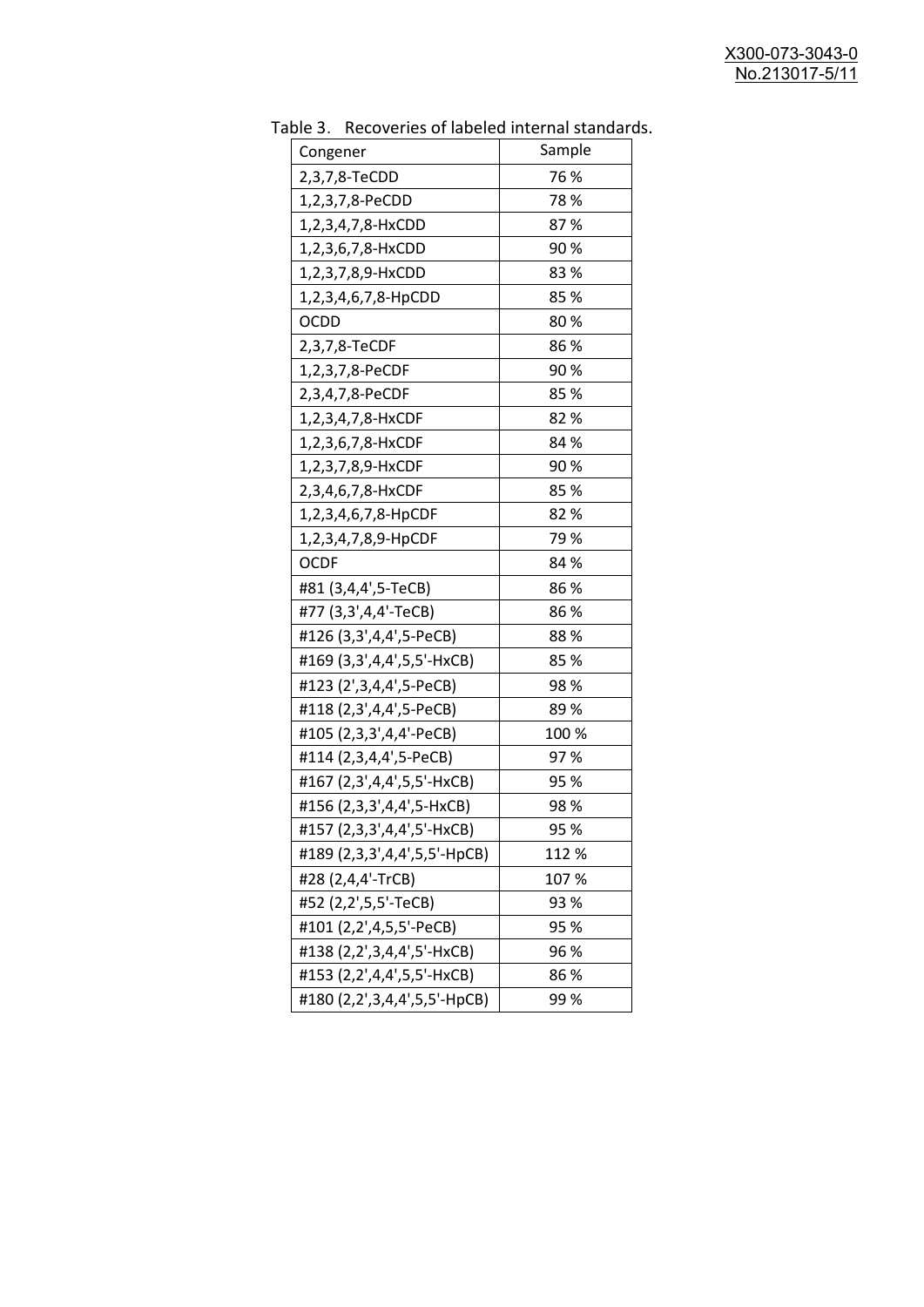Table 3. Recoveries of labeled internal standards.

| Congener | Sample |
|---|---|
| 2,3,7,8-TeCDD | 76 % |
| 1,2,3,7,8-PeCDD | 78 % |
| 1,2,3,4,7,8-HxCDD | 87 % |
| 1,2,3,6,7,8-HxCDD | 90 % |
| 1,2,3,7,8,9-HxCDD | 83 % |
| 1,2,3,4,6,7,8-HpCDD | 85 % |
| OCDD | 80 % |
| 2,3,7,8-TeCDF | 86 % |
| 1,2,3,7,8-PeCDF | 90 % |
| 2,3,4,7,8-PeCDF | 85 % |
| 1,2,3,4,7,8-HxCDF | 82 % |
| 1,2,3,6,7,8-HxCDF | 84 % |
| 1,2,3,7,8,9-HxCDF | 90 % |
| 2,3,4,6,7,8-HxCDF | 85 % |
| 1,2,3,4,6,7,8-HpCDF | 82 % |
| 1,2,3,4,7,8,9-HpCDF | 79 % |
| OCDF | 84 % |
| #81 (3,4,4',5-TeCB) | 86 % |
| #77 (3,3',4,4'-TeCB) | 86 % |
| #126 (3,3',4,4',5-PeCB) | 88 % |
| #169 (3,3',4,4',5,5'-HxCB) | 85 % |
| #123 (2',3,4,4',5-PeCB) | 98 % |
| #118 (2,3',4,4',5-PeCB) | 89 % |
| #105 (2,3,3',4,4'-PeCB) | 100 % |
| #114 (2,3,4,4',5-PeCB) | 97 % |
| #167 (2,3',4,4',5,5'-HxCB) | 95 % |
| #156 (2,3,3',4,4',5-HxCB) | 98 % |
| #157 (2,3,3',4,4',5'-HxCB) | 95 % |
| #189 (2,3,3',4,4',5,5'-HpCB) | 112 % |
| #28 (2,4,4'-TrCB) | 107 % |
| #52 (2,2',5,5'-TeCB) | 93 % |
| #101 (2,2',4,5,5'-PeCB) | 95 % |
| #138 (2,2',3,4,4',5'-HxCB) | 96 % |
| #153 (2,2',4,4',5,5'-HxCB) | 86 % |
| #180 (2,2',3,4,4',5,5'-HpCB) | 99 % |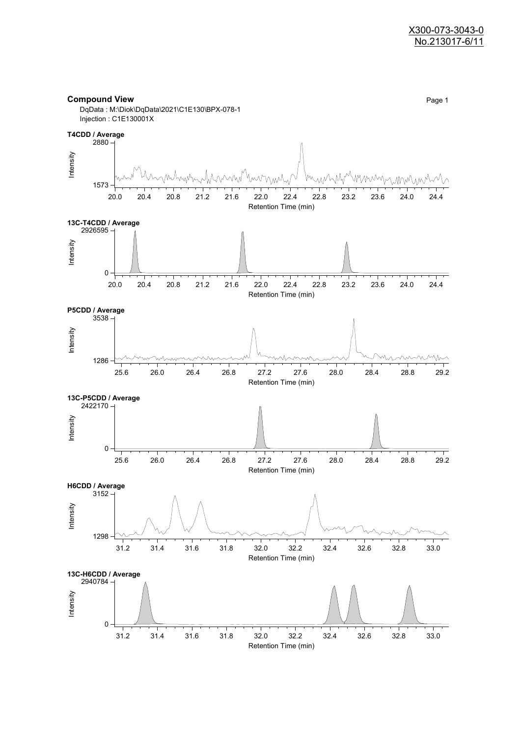X300-073-3043-0
No.213017-6/11

## Compound View

DqData : M:\Diok\DqData\2021\C1E130\BPX-078-1
Injection : C1E130001X

**T4CDD / Average**

Intensity: 1573 – 2880
Retention Time (min): 20.0 – 24.4

**13C-T4CDD / Average**

Intensity: 0 – 2926595
Retention Time (min): 20.0 – 24.4

**P5CDD / Average**

Intensity: 1286 – 3538
Retention Time (min): 25.6 – 29.2

**13C-P5CDD / Average**

Intensity: 0 – 2422170
Retention Time (min): 25.6 – 29.2

**H6CDD / Average**

Intensity: 1298 – 3152
Retention Time (min): 31.2 – 33.0

**13C-H6CDD / Average**

Intensity: 0 – 2940784
Retention Time (min): 31.2 – 33.0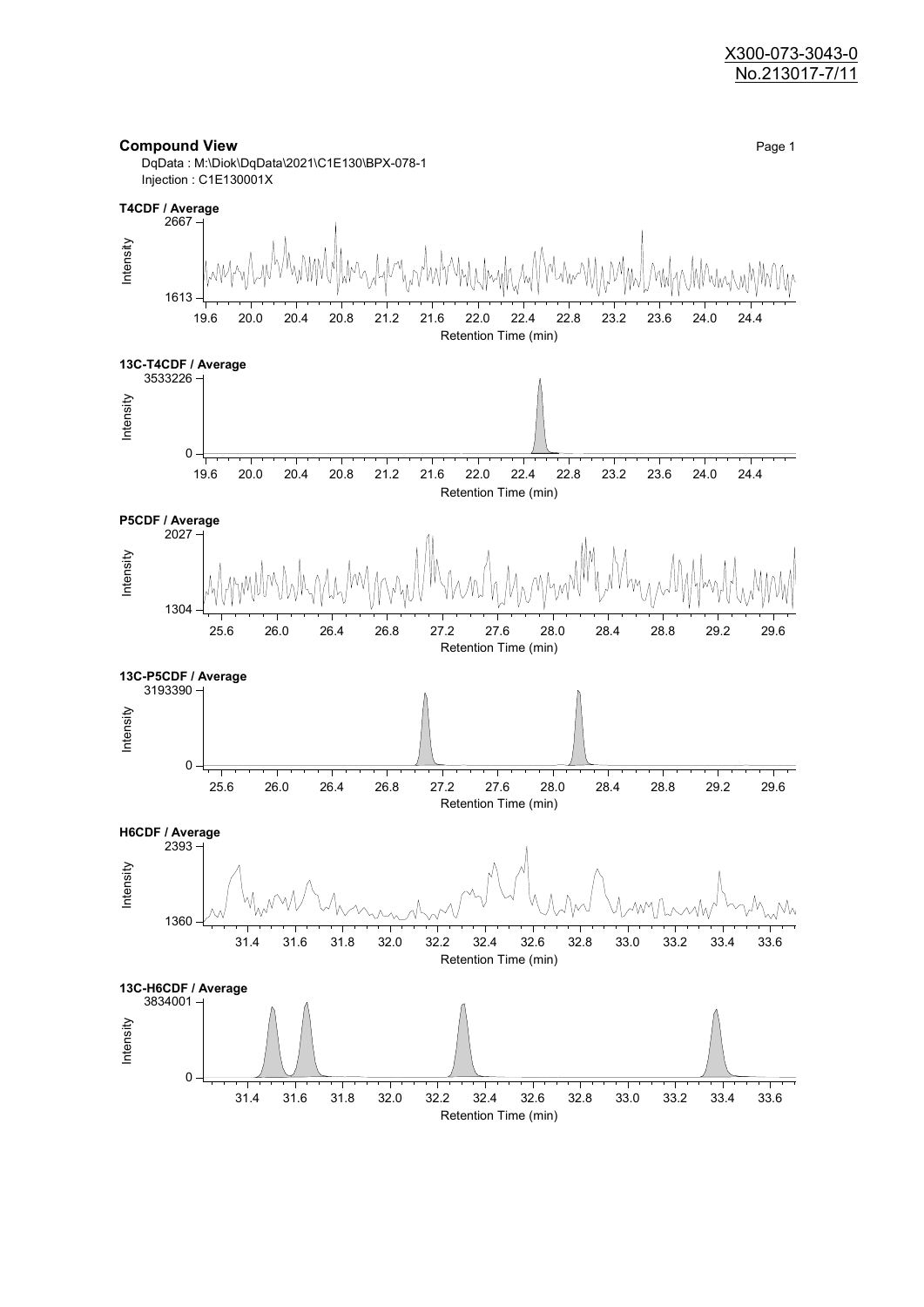X300-073-3043-0
No.213017-7/11

## Compound View

DqData : M:\Diok\DqData\2021\C1E130\BPX-078-1
Injection : C1E130001X

**T4CDF / Average**

Intensity: 1613 – 2667
Retention Time (min): 19.6 20.0 20.4 20.8 21.2 21.6 22.0 22.4 22.8 23.2 23.6 24.0 24.4

**13C-T4CDF / Average**

Intensity: 0 – 3533226
Retention Time (min): 19.6 20.0 20.4 20.8 21.2 21.6 22.0 22.4 22.8 23.2 23.6 24.0 24.4

**P5CDF / Average**

Intensity: 1304 – 2027
Retention Time (min): 25.6 26.0 26.4 26.8 27.2 27.6 28.0 28.4 28.8 29.2 29.6

**13C-P5CDF / Average**

Intensity: 0 – 3193390
Retention Time (min): 25.6 26.0 26.4 26.8 27.2 27.6 28.0 28.4 28.8 29.2 29.6

**H6CDF / Average**

Intensity: 1360 – 2393
Retention Time (min): 31.4 31.6 31.8 32.0 32.2 32.4 32.6 32.8 33.0 33.2 33.4 33.6

**13C-H6CDF / Average**

Intensity: 0 – 3834001
Retention Time (min): 31.4 31.6 31.8 32.0 32.2 32.4 32.6 32.8 33.0 33.2 33.4 33.6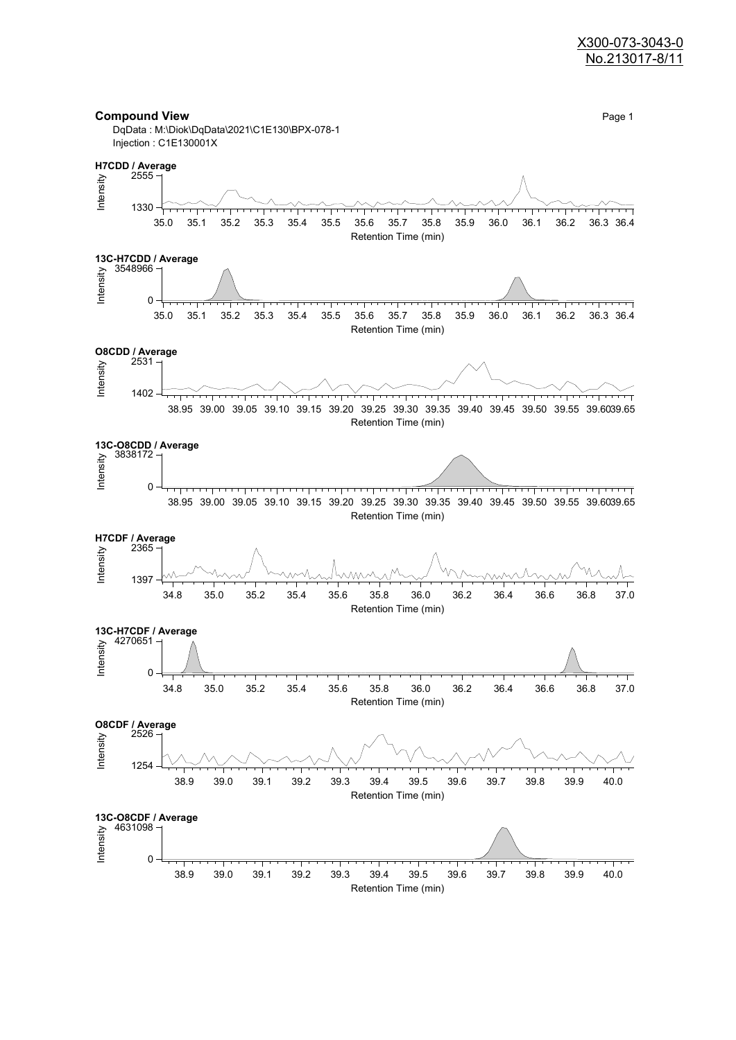X300-073-3043-0
No.213017-8/11

**Compound View**

DqData : M:\Diok\DqData\2021\C1E130\BPX-078-1
Injection : C1E130001X

**H7CDD / Average**

Intensity: 1330 – 2555
Retention Time (min): 35.0 – 36.4

**13C-H7CDD / Average**

Intensity: 0 – 3548966
Retention Time (min): 35.0 – 36.4

**O8CDD / Average**

Intensity: 1402 – 2531
Retention Time (min): 38.95 – 39.65

**13C-O8CDD / Average**

Intensity: 0 – 3838172
Retention Time (min): 38.95 – 39.65

**H7CDF / Average**

Intensity: 1397 – 2365
Retention Time (min): 34.8 – 37.0

**13C-H7CDF / Average**

Intensity: 0 – 4270651
Retention Time (min): 34.8 – 37.0

**O8CDF / Average**

Intensity: 1254 – 2526
Retention Time (min): 38.9 – 40.0

**13C-O8CDF / Average**

Intensity: 0 – 4631098
Retention Time (min): 38.9 – 40.0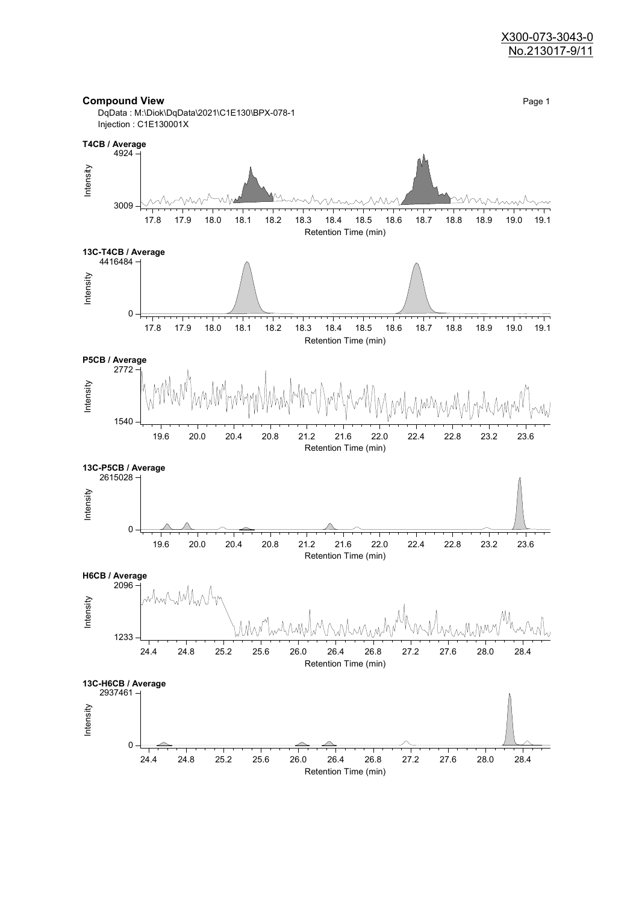X300-073-3043-0
No.213017-9/11

**Compound View**

DqData : M:\Diok\DqData\2021\C1E130\BPX-078-1
Injection : C1E130001X

**T4CB / Average**

Intensity: 3009 – 4924
Retention Time (min): 17.8 – 19.1

**13C-T4CB / Average**

Intensity: 0 – 4416484
Retention Time (min): 17.8 – 19.1

**P5CB / Average**

Intensity: 1540 – 2772
Retention Time (min): 19.6 – 23.6

**13C-P5CB / Average**

Intensity: 0 – 2615028
Retention Time (min): 19.6 – 23.6

**H6CB / Average**

Intensity: 1233 – 2096
Retention Time (min): 24.4 – 28.4

**13C-H6CB / Average**

Intensity: 0 – 2937461
Retention Time (min): 24.4 – 28.4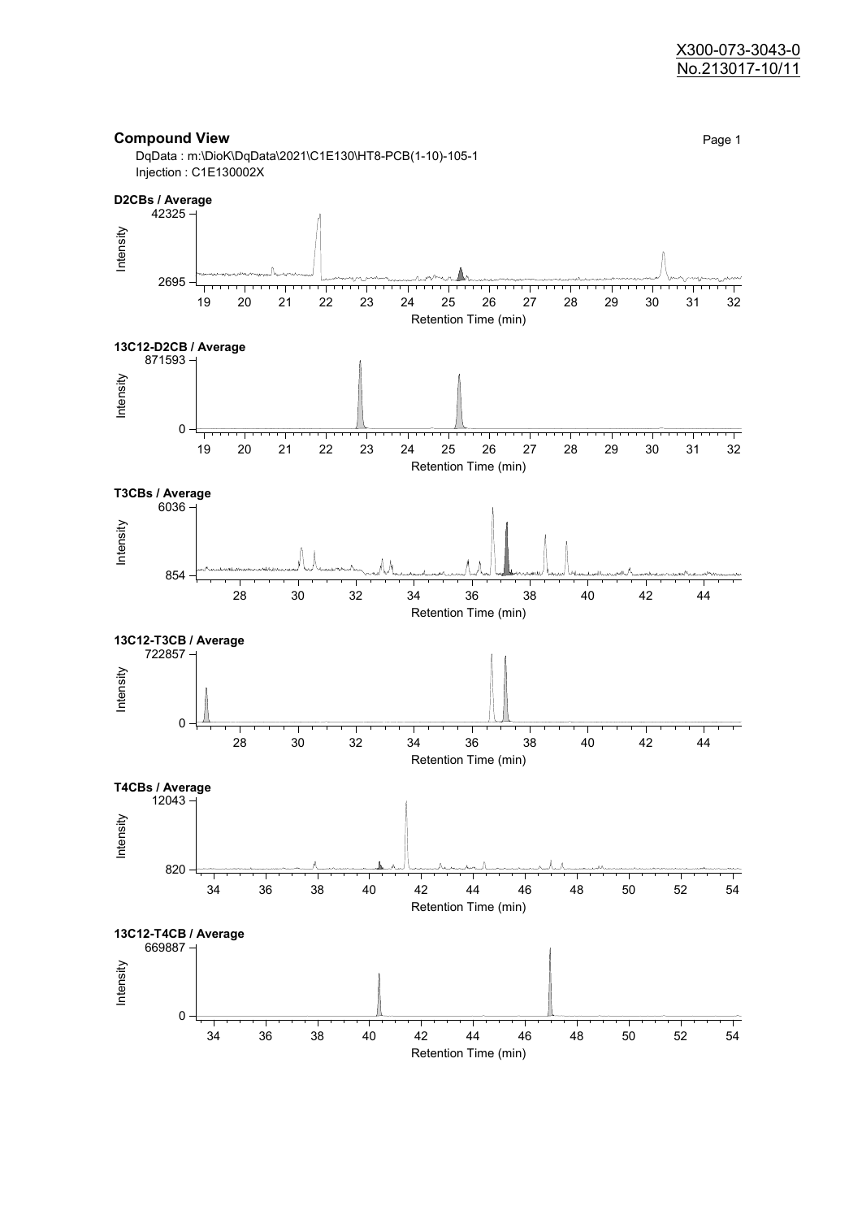X300-073-3043-0
No.213017-10/11

## Compound View

DqData : m:\DioK\DqData\2021\C1E130\HT8-PCB(1-10)-105-1
Injection : C1E130002X

**D2CBs / Average**

Intensity: 42325 – 2695; Retention Time (min): 19 – 32

**13C12-D2CB / Average**

Intensity: 871593 – 0; Retention Time (min): 19 – 32

**T3CBs / Average**

Intensity: 6036 – 854; Retention Time (min): 28 – 44

**13C12-T3CB / Average**

Intensity: 722857 – 0; Retention Time (min): 28 – 44

**T4CBs / Average**

Intensity: 12043 – 820; Retention Time (min): 34 – 54

**13C12-T4CB / Average**

Intensity: 669887 – 0; Retention Time (min): 34 – 54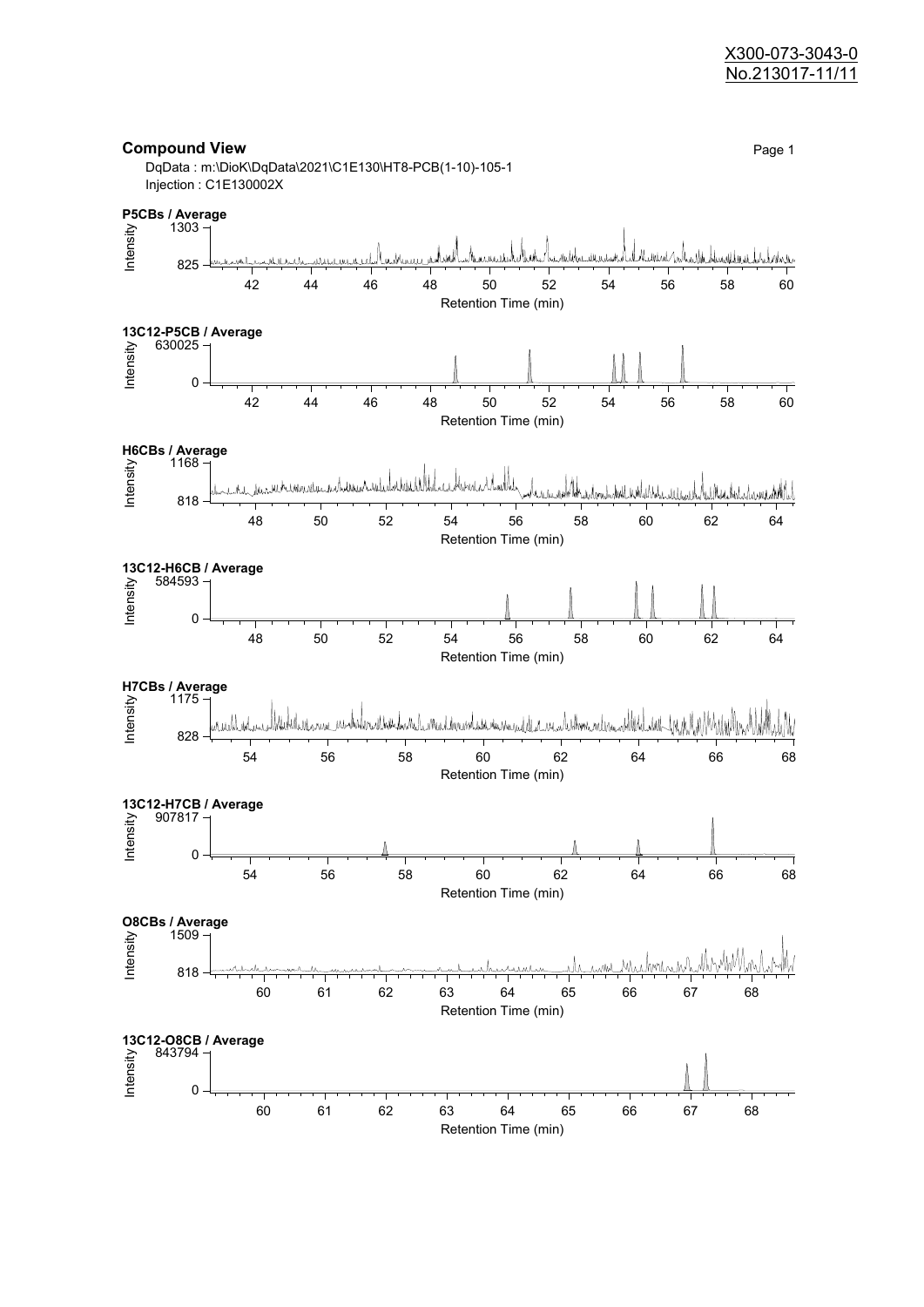X300-073-3043-0
No.213017-11/11

## Compound View

Page 1

DqData : m:\DioK\DqData\2021\C1E130\HT8-PCB(1-10)-105-1
Injection : C1E130002X

**P5CBs / Average**

Intensity
1303
825
42 44 46 48 50 52 54 56 58 60
Retention Time (min)

**13C12-P5CB / Average**

Intensity
630025
0
42 44 46 48 50 52 54 56 58 60
Retention Time (min)

**H6CBs / Average**

Intensity
1168
818
48 50 52 54 56 58 60 62 64
Retention Time (min)

**13C12-H6CB / Average**

Intensity
584593
0
48 50 52 54 56 58 60 62 64
Retention Time (min)

**H7CBs / Average**

Intensity
1175
828
54 56 58 60 62 64 66 68
Retention Time (min)

**13C12-H7CB / Average**

Intensity
907817
0
54 56 58 60 62 64 66 68
Retention Time (min)

**O8CBs / Average**

Intensity
1509
818
60 61 62 63 64 65 66 67 68
Retention Time (min)

**13C12-O8CB / Average**

Intensity
843794
0
60 61 62 63 64 65 66 67 68
Retention Time (min)